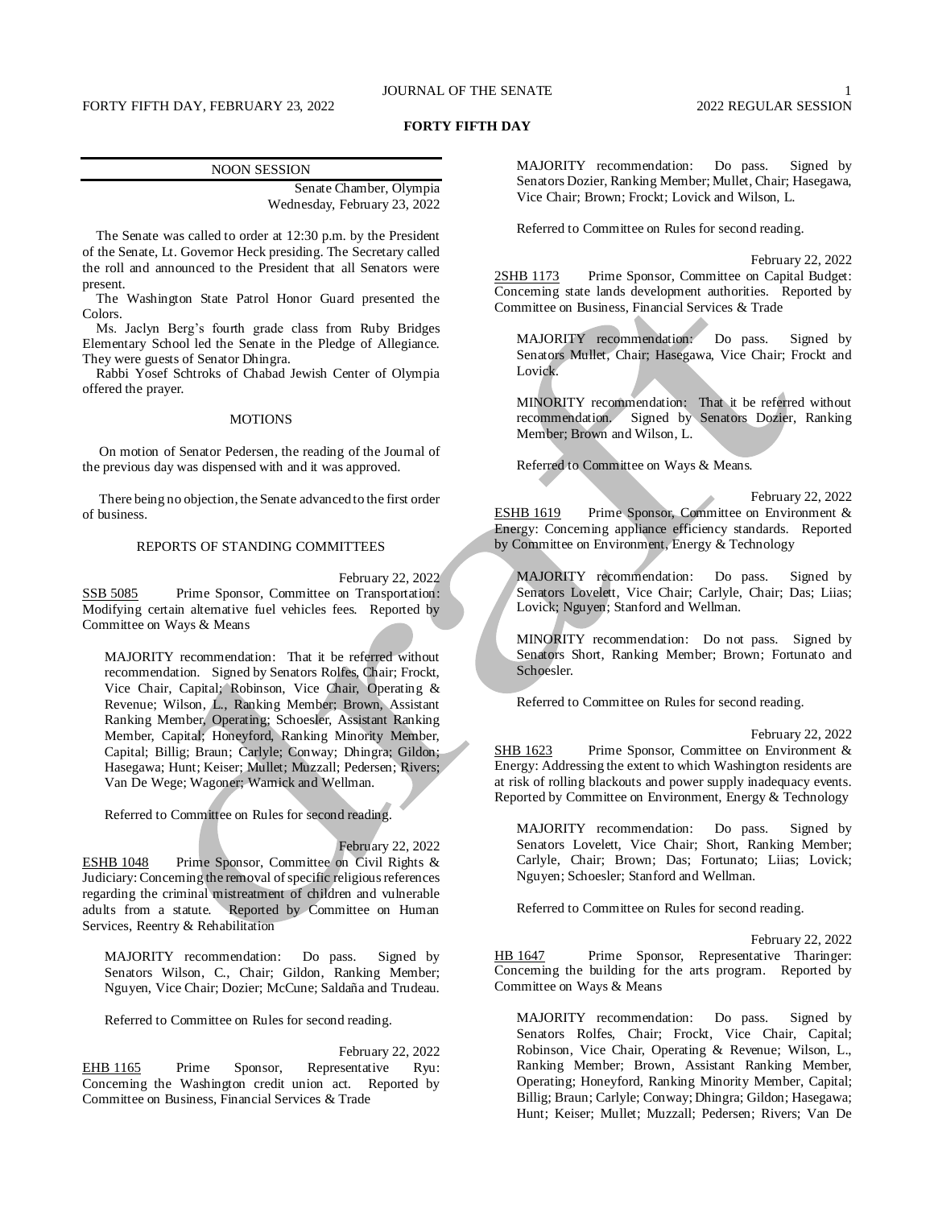# FORTY FIFTH DAY

## NOON SESSION

Senate Chamber, Olympia
Wednesday, February 23, 2022

The Senate was called to order at 12:30 p.m. by the President of the Senate, Lt. Governor Heck presiding. The Secretary called the roll and announced to the President that all Senators were present.

The Washington State Patrol Honor Guard presented the Colors.

Ms. Jaclyn Berg's fourth grade class from Ruby Bridges Elementary School led the Senate in the Pledge of Allegiance. They were guests of Senator Dhingra.

Rabbi Yosef Schtroks of Chabad Jewish Center of Olympia offered the prayer.

### MOTIONS

On motion of Senator Pedersen, the reading of the Journal of the previous day was dispensed with and it was approved.

There being no objection, the Senate advanced to the first order of business.

### REPORTS OF STANDING COMMITTEES

February 22, 2022

SSB 5085 Prime Sponsor, Committee on Transportation: Modifying certain alternative fuel vehicles fees. Reported by Committee on Ways & Means

> MAJORITY recommendation: That it be referred without recommendation. Signed by Senators Rolfes, Chair; Frockt, Vice Chair, Capital; Robinson, Vice Chair, Operating & Revenue; Wilson, L., Ranking Member; Brown, Assistant Ranking Member, Operating; Schoesler, Assistant Ranking Member, Capital; Honeyford, Ranking Minority Member, Capital; Billig; Braun; Carlyle; Conway; Dhingra; Gildon; Hasegawa; Hunt; Keiser; Mullet; Muzzall; Pedersen; Rivers; Van De Wege; Wagoner; Warnick and Wellman.

Referred to Committee on Rules for second reading.

February 22, 2022

ESHB 1048 Prime Sponsor, Committee on Civil Rights & Judiciary: Concerning the removal of specific religious references regarding the criminal mistreatment of children and vulnerable adults from a statute. Reported by Committee on Human Services, Reentry & Rehabilitation

> MAJORITY recommendation: Do pass. Signed by Senators Wilson, C., Chair; Gildon, Ranking Member; Nguyen, Vice Chair; Dozier; McCune; Saldaña and Trudeau.

Referred to Committee on Rules for second reading.

February 22, 2022

EHB 1165 Prime Sponsor, Representative Ryu: Concerning the Washington credit union act. Reported by Committee on Business, Financial Services & Trade

> MAJORITY recommendation: Do pass. Signed by Senators Dozier, Ranking Member; Mullet, Chair; Hasegawa, Vice Chair; Brown; Frockt; Lovick and Wilson, L.

Referred to Committee on Rules for second reading.

February 22, 2022

2SHB 1173 Prime Sponsor, Committee on Capital Budget: Concerning state lands development authorities. Reported by Committee on Business, Financial Services & Trade

> MAJORITY recommendation: Do pass. Signed by Senators Mullet, Chair; Hasegawa, Vice Chair; Frockt and Lovick.
>
> MINORITY recommendation: That it be referred without recommendation. Signed by Senators Dozier, Ranking Member; Brown and Wilson, L.

Referred to Committee on Ways & Means.

February 22, 2022

ESHB 1619 Prime Sponsor, Committee on Environment & Energy: Concerning appliance efficiency standards. Reported by Committee on Environment, Energy & Technology

> MAJORITY recommendation: Do pass. Signed by Senators Lovelett, Vice Chair; Carlyle, Chair; Das; Liias; Lovick; Nguyen; Stanford and Wellman.
>
> MINORITY recommendation: Do not pass. Signed by Senators Short, Ranking Member; Brown; Fortunato and Schoesler.

Referred to Committee on Rules for second reading.

February 22, 2022

SHB 1623 Prime Sponsor, Committee on Environment & Energy: Addressing the extent to which Washington residents are at risk of rolling blackouts and power supply inadequacy events. Reported by Committee on Environment, Energy & Technology

> MAJORITY recommendation: Do pass. Signed by Senators Lovelett, Vice Chair; Short, Ranking Member; Carlyle, Chair; Brown; Das; Fortunato; Liias; Lovick; Nguyen; Schoesler; Stanford and Wellman.

Referred to Committee on Rules for second reading.

February 22, 2022

HB 1647 Prime Sponsor, Representative Tharinger: Concerning the building for the arts program. Reported by Committee on Ways & Means

> MAJORITY recommendation: Do pass. Signed by Senators Rolfes, Chair; Frockt, Vice Chair, Capital; Robinson, Vice Chair, Operating & Revenue; Wilson, L., Ranking Member; Brown, Assistant Ranking Member, Operating; Honeyford, Ranking Minority Member, Capital; Billig; Braun; Carlyle; Conway; Dhingra; Gildon; Hasegawa; Hunt; Keiser; Mullet; Muzzall; Pedersen; Rivers; Van De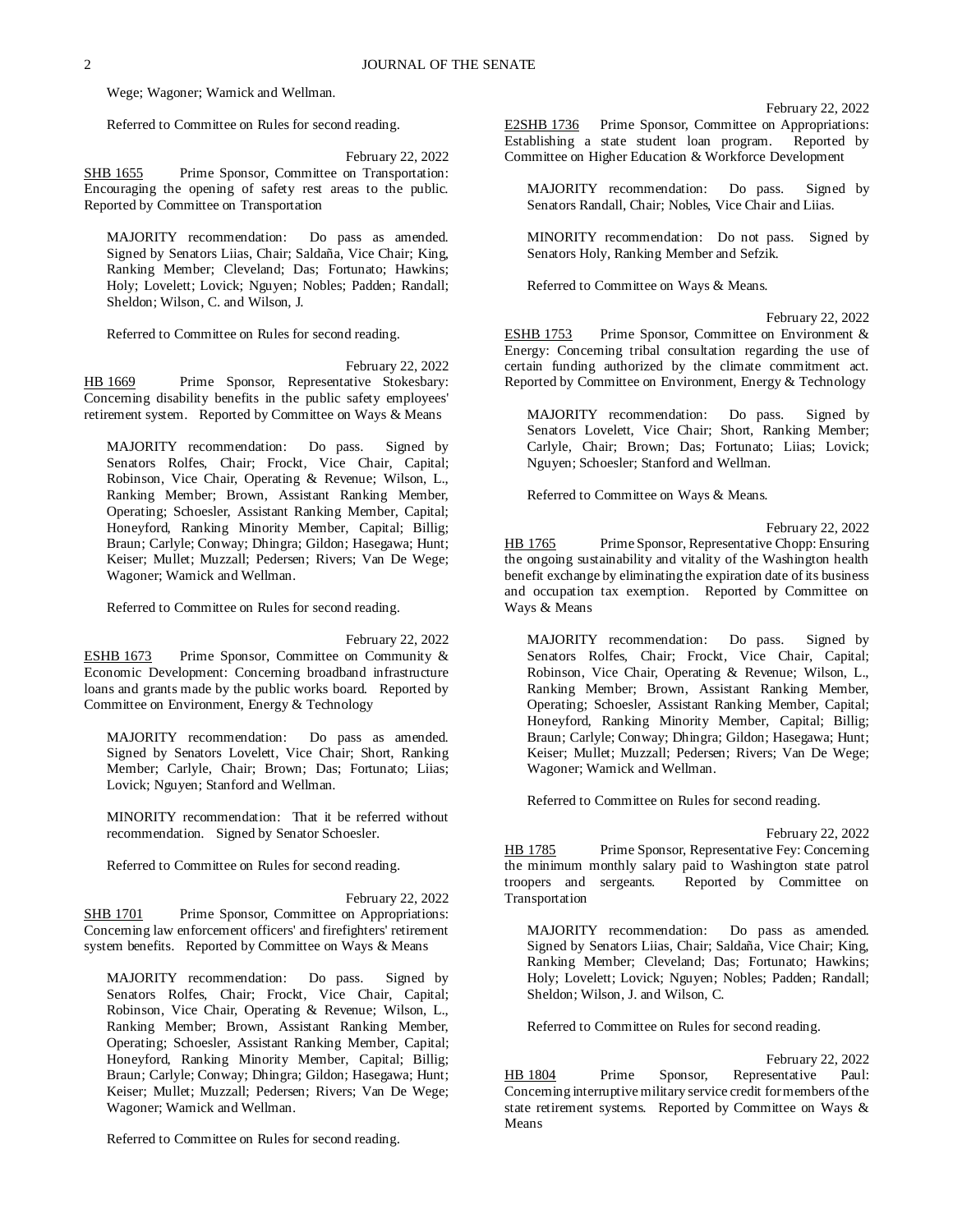Wege; Wagoner; Warnick and Wellman.

Referred to Committee on Rules for second reading.

February 22, 2022

SHB 1655 Prime Sponsor, Committee on Transportation: Encouraging the opening of safety rest areas to the public. Reported by Committee on Transportation

MAJORITY recommendation: Do pass as amended. Signed by Senators Liias, Chair; Saldaña, Vice Chair; King, Ranking Member; Cleveland; Das; Fortunato; Hawkins; Holy; Lovelett; Lovick; Nguyen; Nobles; Padden; Randall; Sheldon; Wilson, C. and Wilson, J.

Referred to Committee on Rules for second reading.

February 22, 2022

HB 1669 Prime Sponsor, Representative Stokesbary: Concerning disability benefits in the public safety employees' retirement system. Reported by Committee on Ways & Means

MAJORITY recommendation: Do pass. Signed by Senators Rolfes, Chair; Frockt, Vice Chair, Capital; Robinson, Vice Chair, Operating & Revenue; Wilson, L., Ranking Member; Brown, Assistant Ranking Member, Operating; Schoesler, Assistant Ranking Member, Capital; Honeyford, Ranking Minority Member, Capital; Billig; Braun; Carlyle; Conway; Dhingra; Gildon; Hasegawa; Hunt; Keiser; Mullet; Muzzall; Pedersen; Rivers; Van De Wege; Wagoner; Warnick and Wellman.

Referred to Committee on Rules for second reading.

February 22, 2022

ESHB 1673 Prime Sponsor, Committee on Community & Economic Development: Concerning broadband infrastructure loans and grants made by the public works board. Reported by Committee on Environment, Energy & Technology

MAJORITY recommendation: Do pass as amended. Signed by Senators Lovelett, Vice Chair; Short, Ranking Member; Carlyle, Chair; Brown; Das; Fortunato; Liias; Lovick; Nguyen; Stanford and Wellman.

MINORITY recommendation: That it be referred without recommendation. Signed by Senator Schoesler.

Referred to Committee on Rules for second reading.

February 22, 2022

SHB 1701 Prime Sponsor, Committee on Appropriations: Concerning law enforcement officers' and firefighters' retirement system benefits. Reported by Committee on Ways & Means

MAJORITY recommendation: Do pass. Signed by Senators Rolfes, Chair; Frockt, Vice Chair, Capital; Robinson, Vice Chair, Operating & Revenue; Wilson, L., Ranking Member; Brown, Assistant Ranking Member, Operating; Schoesler, Assistant Ranking Member, Capital; Honeyford, Ranking Minority Member, Capital; Billig; Braun; Carlyle; Conway; Dhingra; Gildon; Hasegawa; Hunt; Keiser; Mullet; Muzzall; Pedersen; Rivers; Van De Wege; Wagoner; Warnick and Wellman.

Referred to Committee on Rules for second reading.

February 22, 2022

E2SHB 1736 Prime Sponsor, Committee on Appropriations: Establishing a state student loan program. Reported by Committee on Higher Education & Workforce Development

MAJORITY recommendation: Do pass. Signed by Senators Randall, Chair; Nobles, Vice Chair and Liias.

MINORITY recommendation: Do not pass. Signed by Senators Holy, Ranking Member and Sefzik.

Referred to Committee on Ways & Means.

February 22, 2022

ESHB 1753 Prime Sponsor, Committee on Environment & Energy: Concerning tribal consultation regarding the use of certain funding authorized by the climate commitment act. Reported by Committee on Environment, Energy & Technology

MAJORITY recommendation: Do pass. Signed by Senators Lovelett, Vice Chair; Short, Ranking Member; Carlyle, Chair; Brown; Das; Fortunato; Liias; Lovick; Nguyen; Schoesler; Stanford and Wellman.

Referred to Committee on Ways & Means.

February 22, 2022

HB 1765 Prime Sponsor, Representative Chopp: Ensuring the ongoing sustainability and vitality of the Washington health benefit exchange by eliminating the expiration date of its business and occupation tax exemption. Reported by Committee on Ways & Means

MAJORITY recommendation: Do pass. Signed by Senators Rolfes, Chair; Frockt, Vice Chair, Capital; Robinson, Vice Chair, Operating & Revenue; Wilson, L., Ranking Member; Brown, Assistant Ranking Member, Operating; Schoesler, Assistant Ranking Member, Capital; Honeyford, Ranking Minority Member, Capital; Billig; Braun; Carlyle; Conway; Dhingra; Gildon; Hasegawa; Hunt; Keiser; Mullet; Muzzall; Pedersen; Rivers; Van De Wege; Wagoner; Warnick and Wellman.

Referred to Committee on Rules for second reading.

February 22, 2022

HB 1785 Prime Sponsor, Representative Fey: Concerning the minimum monthly salary paid to Washington state patrol troopers and sergeants. Reported by Committee on Transportation

MAJORITY recommendation: Do pass as amended. Signed by Senators Liias, Chair; Saldaña, Vice Chair; King, Ranking Member; Cleveland; Das; Fortunato; Hawkins; Holy; Lovelett; Lovick; Nguyen; Nobles; Padden; Randall; Sheldon; Wilson, J. and Wilson, C.

Referred to Committee on Rules for second reading.

February 22, 2022

HB 1804 Prime Sponsor, Representative Paul: Concerning interruptive military service credit for members of the state retirement systems. Reported by Committee on Ways & Means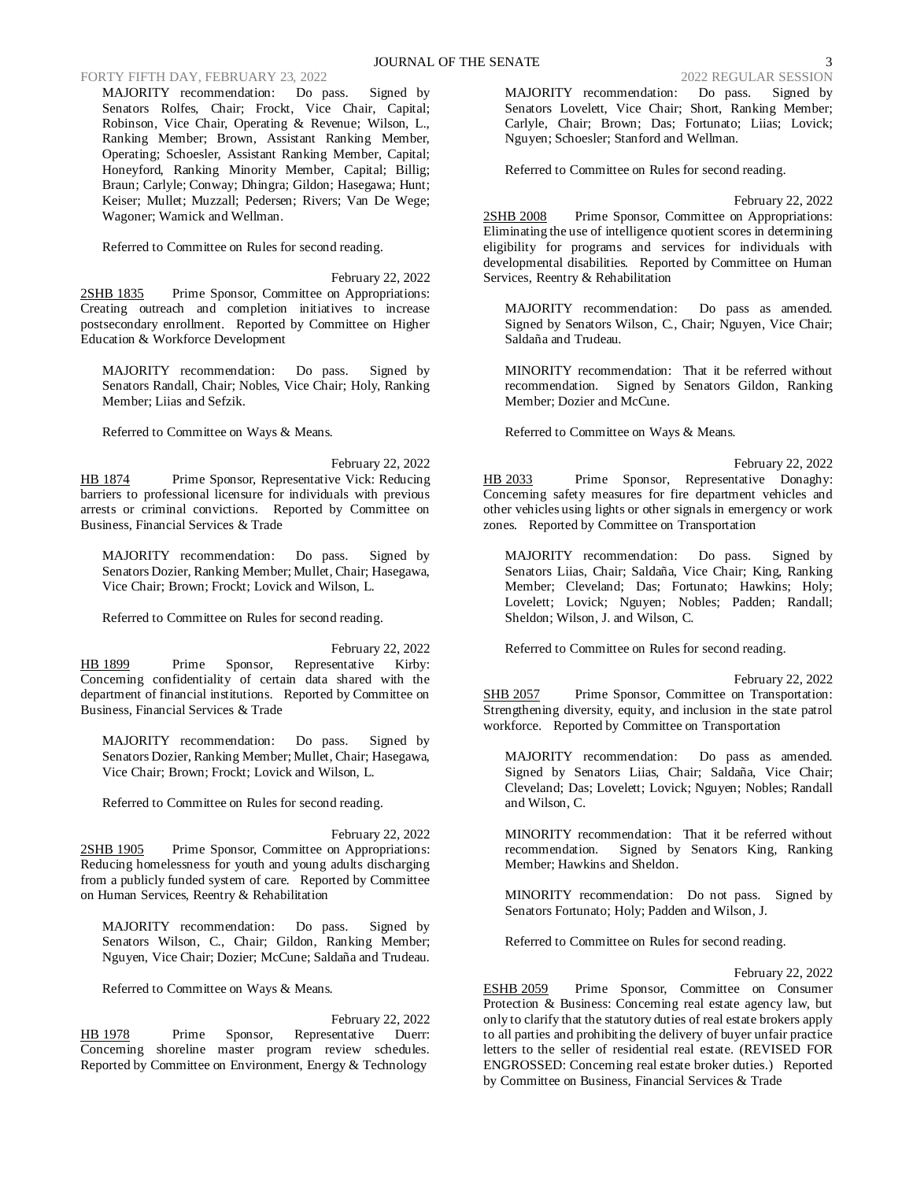MAJORITY recommendation: Do pass. Signed by Senators Rolfes, Chair; Frockt, Vice Chair, Capital; Robinson, Vice Chair, Operating & Revenue; Wilson, L., Ranking Member; Brown, Assistant Ranking Member, Operating; Schoesler, Assistant Ranking Member, Capital; Honeyford, Ranking Minority Member, Capital; Billig; Braun; Carlyle; Conway; Dhingra; Gildon; Hasegawa; Hunt; Keiser; Mullet; Muzzall; Pedersen; Rivers; Van De Wege; Wagoner; Warnick and Wellman.

Referred to Committee on Rules for second reading.

February 22, 2022

2SHB 1835 Prime Sponsor, Committee on Appropriations: Creating outreach and completion initiatives to increase postsecondary enrollment. Reported by Committee on Higher Education & Workforce Development

MAJORITY recommendation: Do pass. Signed by Senators Randall, Chair; Nobles, Vice Chair; Holy, Ranking Member; Liias and Sefzik.

Referred to Committee on Ways & Means.

February 22, 2022

HB 1874 Prime Sponsor, Representative Vick: Reducing barriers to professional licensure for individuals with previous arrests or criminal convictions. Reported by Committee on Business, Financial Services & Trade

MAJORITY recommendation: Do pass. Signed by Senators Dozier, Ranking Member; Mullet, Chair; Hasegawa, Vice Chair; Brown; Frockt; Lovick and Wilson, L.

Referred to Committee on Rules for second reading.

February 22, 2022

HB 1899 Prime Sponsor, Representative Kirby: Concerning confidentiality of certain data shared with the department of financial institutions. Reported by Committee on Business, Financial Services & Trade

MAJORITY recommendation: Do pass. Signed by Senators Dozier, Ranking Member; Mullet, Chair; Hasegawa, Vice Chair; Brown; Frockt; Lovick and Wilson, L.

Referred to Committee on Rules for second reading.

February 22, 2022

2SHB 1905 Prime Sponsor, Committee on Appropriations: Reducing homelessness for youth and young adults discharging from a publicly funded system of care. Reported by Committee on Human Services, Reentry & Rehabilitation

MAJORITY recommendation: Do pass. Signed by Senators Wilson, C., Chair; Gildon, Ranking Member; Nguyen, Vice Chair; Dozier; McCune; Saldaña and Trudeau.

Referred to Committee on Ways & Means.

February 22, 2022

HB 1978 Prime Sponsor, Representative Duerr: Concerning shoreline master program review schedules. Reported by Committee on Environment, Energy & Technology

MAJORITY recommendation: Do pass. Signed by Senators Lovelett, Vice Chair; Short, Ranking Member; Carlyle, Chair; Brown; Das; Fortunato; Liias; Lovick; Nguyen; Schoesler; Stanford and Wellman.

Referred to Committee on Rules for second reading.

February 22, 2022

2SHB 2008 Prime Sponsor, Committee on Appropriations: Eliminating the use of intelligence quotient scores in determining eligibility for programs and services for individuals with developmental disabilities. Reported by Committee on Human Services, Reentry & Rehabilitation

MAJORITY recommendation: Do pass as amended. Signed by Senators Wilson, C., Chair; Nguyen, Vice Chair; Saldaña and Trudeau.

MINORITY recommendation: That it be referred without recommendation. Signed by Senators Gildon, Ranking Member; Dozier and McCune.

Referred to Committee on Ways & Means.

February 22, 2022

HB 2033 Prime Sponsor, Representative Donaghy: Concerning safety measures for fire department vehicles and other vehicles using lights or other signals in emergency or work zones. Reported by Committee on Transportation

MAJORITY recommendation: Do pass. Signed by Senators Liias, Chair; Saldaña, Vice Chair; King, Ranking Member; Cleveland; Das; Fortunato; Hawkins; Holy; Lovelett; Lovick; Nguyen; Nobles; Padden; Randall; Sheldon; Wilson, J. and Wilson, C.

Referred to Committee on Rules for second reading.

February 22, 2022

SHB 2057 Prime Sponsor, Committee on Transportation: Strengthening diversity, equity, and inclusion in the state patrol workforce. Reported by Committee on Transportation

MAJORITY recommendation: Do pass as amended. Signed by Senators Liias, Chair; Saldaña, Vice Chair; Cleveland; Das; Lovelett; Lovick; Nguyen; Nobles; Randall and Wilson, C.

MINORITY recommendation: That it be referred without recommendation. Signed by Senators King, Ranking Member; Hawkins and Sheldon.

MINORITY recommendation: Do not pass. Signed by Senators Fortunato; Holy; Padden and Wilson, J.

Referred to Committee on Rules for second reading.

February 22, 2022

ESHB 2059 Prime Sponsor, Committee on Consumer Protection & Business: Concerning real estate agency law, but only to clarify that the statutory duties of real estate brokers apply to all parties and prohibiting the delivery of buyer unfair practice letters to the seller of residential real estate. (REVISED FOR ENGROSSED: Concerning real estate broker duties.) Reported by Committee on Business, Financial Services & Trade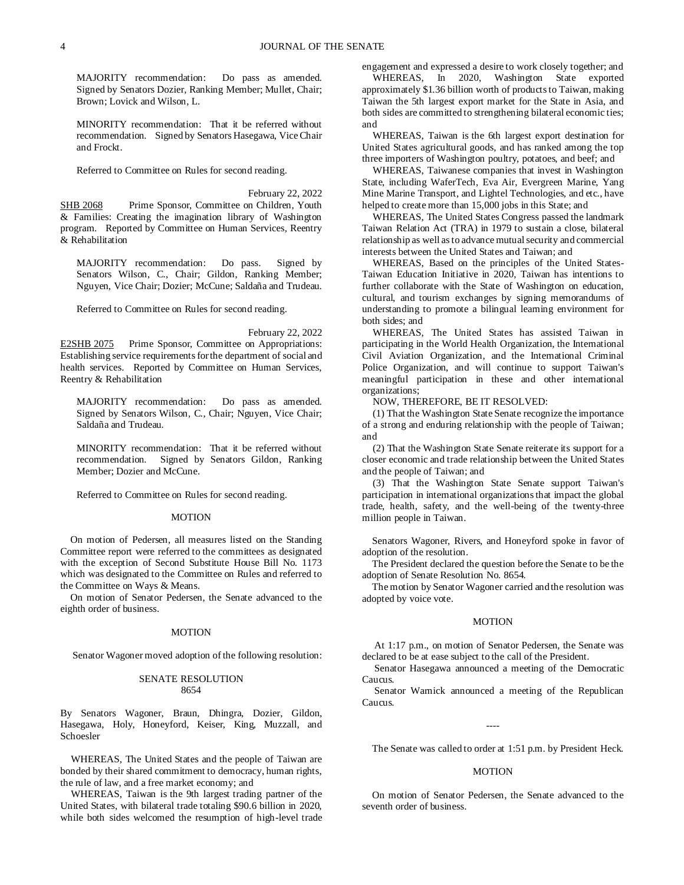MAJORITY recommendation: Do pass as amended. Signed by Senators Dozier, Ranking Member; Mullet, Chair; Brown; Lovick and Wilson, L.

MINORITY recommendation: That it be referred without recommendation. Signed by Senators Hasegawa, Vice Chair and Frockt.

Referred to Committee on Rules for second reading.

February 22, 2022

SHB 2068 Prime Sponsor, Committee on Children, Youth & Families: Creating the imagination library of Washington program. Reported by Committee on Human Services, Reentry & Rehabilitation

MAJORITY recommendation: Do pass. Signed by Senators Wilson, C., Chair; Gildon, Ranking Member; Nguyen, Vice Chair; Dozier; McCune; Saldaña and Trudeau.

Referred to Committee on Rules for second reading.

February 22, 2022

E2SHB 2075 Prime Sponsor, Committee on Appropriations: Establishing service requirements for the department of social and health services. Reported by Committee on Human Services, Reentry & Rehabilitation

MAJORITY recommendation: Do pass as amended. Signed by Senators Wilson, C., Chair; Nguyen, Vice Chair; Saldaña and Trudeau.

MINORITY recommendation: That it be referred without recommendation. Signed by Senators Gildon, Ranking Member; Dozier and McCune.

Referred to Committee on Rules for second reading.

MOTION

On motion of Pedersen, all measures listed on the Standing Committee report were referred to the committees as designated with the exception of Second Substitute House Bill No. 1173 which was designated to the Committee on Rules and referred to the Committee on Ways & Means.

On motion of Senator Pedersen, the Senate advanced to the eighth order of business.

MOTION

Senator Wagoner moved adoption of the following resolution:

SENATE RESOLUTION
8654

By Senators Wagoner, Braun, Dhingra, Dozier, Gildon, Hasegawa, Holy, Honeyford, Keiser, King, Muzzall, and Schoesler

WHEREAS, The United States and the people of Taiwan are bonded by their shared commitment to democracy, human rights, the rule of law, and a free market economy; and

WHEREAS, Taiwan is the 9th largest trading partner of the United States, with bilateral trade totaling $90.6 billion in 2020, while both sides welcomed the resumption of high-level trade engagement and expressed a desire to work closely together; and

WHEREAS, In 2020, Washington State exported approximately $1.36 billion worth of products to Taiwan, making Taiwan the 5th largest export market for the State in Asia, and both sides are committed to strengthening bilateral economic ties; and

WHEREAS, Taiwan is the 6th largest export destination for United States agricultural goods, and has ranked among the top three importers of Washington poultry, potatoes, and beef; and

WHEREAS, Taiwanese companies that invest in Washington State, including WaferTech, Eva Air, Evergreen Marine, Yang Mine Marine Transport, and Lightel Technologies, and etc., have helped to create more than 15,000 jobs in this State; and

WHEREAS, The United States Congress passed the landmark Taiwan Relation Act (TRA) in 1979 to sustain a close, bilateral relationship as well as to advance mutual security and commercial interests between the United States and Taiwan; and

WHEREAS, Based on the principles of the United States-Taiwan Education Initiative in 2020, Taiwan has intentions to further collaborate with the State of Washington on education, cultural, and tourism exchanges by signing memorandums of understanding to promote a bilingual learning environment for both sides; and

WHEREAS, The United States has assisted Taiwan in participating in the World Health Organization, the International Civil Aviation Organization, and the International Criminal Police Organization, and will continue to support Taiwan's meaningful participation in these and other international organizations;

NOW, THEREFORE, BE IT RESOLVED:

(1) That the Washington State Senate recognize the importance of a strong and enduring relationship with the people of Taiwan; and

(2) That the Washington State Senate reiterate its support for a closer economic and trade relationship between the United States and the people of Taiwan; and

(3) That the Washington State Senate support Taiwan's participation in international organizations that impact the global trade, health, safety, and the well-being of the twenty-three million people in Taiwan.

Senators Wagoner, Rivers, and Honeyford spoke in favor of adoption of the resolution.

The President declared the question before the Senate to be the adoption of Senate Resolution No. 8654.

The motion by Senator Wagoner carried and the resolution was adopted by voice vote.

MOTION

At 1:17 p.m., on motion of Senator Pedersen, the Senate was declared to be at ease subject to the call of the President.

Senator Hasegawa announced a meeting of the Democratic Caucus.

Senator Warnick announced a meeting of the Republican Caucus.

----

The Senate was called to order at 1:51 p.m. by President Heck.

MOTION

On motion of Senator Pedersen, the Senate advanced to the seventh order of business.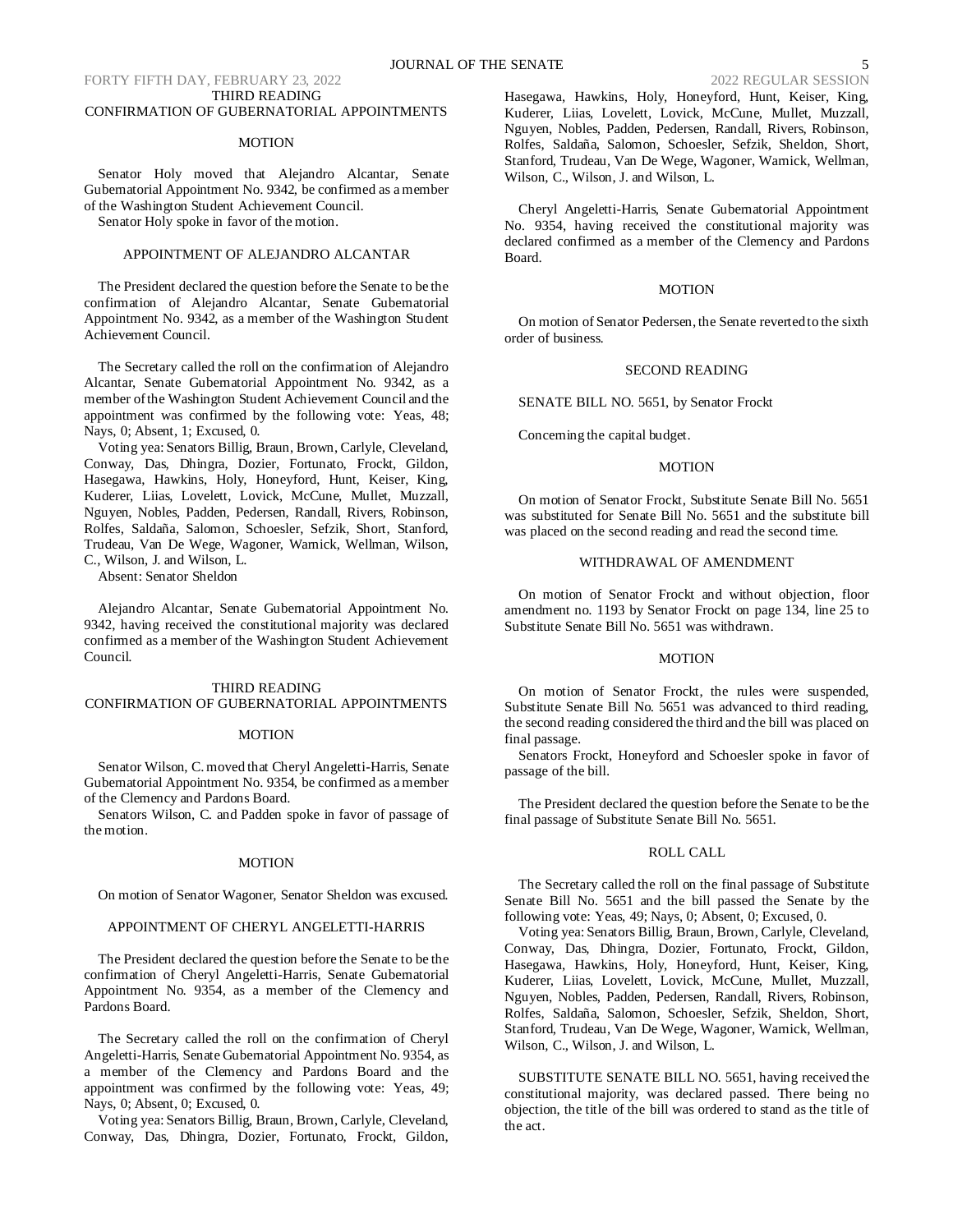THIRD READING
CONFIRMATION OF GUBERNATORIAL APPOINTMENTS

MOTION

Senator Holy moved that Alejandro Alcantar, Senate Gubernatorial Appointment No. 9342, be confirmed as a member of the Washington Student Achievement Council.

Senator Holy spoke in favor of the motion.

APPOINTMENT OF ALEJANDRO ALCANTAR

The President declared the question before the Senate to be the confirmation of Alejandro Alcantar, Senate Gubernatorial Appointment No. 9342, as a member of the Washington Student Achievement Council.

The Secretary called the roll on the confirmation of Alejandro Alcantar, Senate Gubernatorial Appointment No. 9342, as a member of the Washington Student Achievement Council and the appointment was confirmed by the following vote: Yeas, 48; Nays, 0; Absent, 1; Excused, 0.

Voting yea: Senators Billig, Braun, Brown, Carlyle, Cleveland, Conway, Das, Dhingra, Dozier, Fortunato, Frockt, Gildon, Hasegawa, Hawkins, Holy, Honeyford, Hunt, Keiser, King, Kuderer, Liias, Lovelett, Lovick, McCune, Mullet, Muzzall, Nguyen, Nobles, Padden, Pedersen, Randall, Rivers, Robinson, Rolfes, Saldaña, Salomon, Schoesler, Sefzik, Short, Stanford, Trudeau, Van De Wege, Wagoner, Warnick, Wellman, Wilson, C., Wilson, J. and Wilson, L.

Absent: Senator Sheldon

Alejandro Alcantar, Senate Gubernatorial Appointment No. 9342, having received the constitutional majority was declared confirmed as a member of the Washington Student Achievement Council.

THIRD READING
CONFIRMATION OF GUBERNATORIAL APPOINTMENTS

MOTION

Senator Wilson, C. moved that Cheryl Angeletti-Harris, Senate Gubernatorial Appointment No. 9354, be confirmed as a member of the Clemency and Pardons Board.

Senators Wilson, C. and Padden spoke in favor of passage of the motion.

MOTION

On motion of Senator Wagoner, Senator Sheldon was excused.

APPOINTMENT OF CHERYL ANGELETTI-HARRIS

The President declared the question before the Senate to be the confirmation of Cheryl Angeletti-Harris, Senate Gubernatorial Appointment No. 9354, as a member of the Clemency and Pardons Board.

The Secretary called the roll on the confirmation of Cheryl Angeletti-Harris, Senate Gubernatorial Appointment No. 9354, as a member of the Clemency and Pardons Board and the appointment was confirmed by the following vote: Yeas, 49; Nays, 0; Absent, 0; Excused, 0.

Voting yea: Senators Billig, Braun, Brown, Carlyle, Cleveland, Conway, Das, Dhingra, Dozier, Fortunato, Frockt, Gildon, Hasegawa, Hawkins, Holy, Honeyford, Hunt, Keiser, King, Kuderer, Liias, Lovelett, Lovick, McCune, Mullet, Muzzall, Nguyen, Nobles, Padden, Pedersen, Randall, Rivers, Robinson, Rolfes, Saldaña, Salomon, Schoesler, Sefzik, Sheldon, Short, Stanford, Trudeau, Van De Wege, Wagoner, Warnick, Wellman, Wilson, C., Wilson, J. and Wilson, L.

Cheryl Angeletti-Harris, Senate Gubernatorial Appointment No. 9354, having received the constitutional majority was declared confirmed as a member of the Clemency and Pardons Board.

MOTION

On motion of Senator Pedersen, the Senate reverted to the sixth order of business.

SECOND READING

SENATE BILL NO. 5651, by Senator Frockt

Concerning the capital budget.

MOTION

On motion of Senator Frockt, Substitute Senate Bill No. 5651 was substituted for Senate Bill No. 5651 and the substitute bill was placed on the second reading and read the second time.

WITHDRAWAL OF AMENDMENT

On motion of Senator Frockt and without objection, floor amendment no. 1193 by Senator Frockt on page 134, line 25 to Substitute Senate Bill No. 5651 was withdrawn.

MOTION

On motion of Senator Frockt, the rules were suspended, Substitute Senate Bill No. 5651 was advanced to third reading, the second reading considered the third and the bill was placed on final passage.

Senators Frockt, Honeyford and Schoesler spoke in favor of passage of the bill.

The President declared the question before the Senate to be the final passage of Substitute Senate Bill No. 5651.

ROLL CALL

The Secretary called the roll on the final passage of Substitute Senate Bill No. 5651 and the bill passed the Senate by the following vote: Yeas, 49; Nays, 0; Absent, 0; Excused, 0.

Voting yea: Senators Billig, Braun, Brown, Carlyle, Cleveland, Conway, Das, Dhingra, Dozier, Fortunato, Frockt, Gildon, Hasegawa, Hawkins, Holy, Honeyford, Hunt, Keiser, King, Kuderer, Liias, Lovelett, Lovick, McCune, Mullet, Muzzall, Nguyen, Nobles, Padden, Pedersen, Randall, Rivers, Robinson, Rolfes, Saldaña, Salomon, Schoesler, Sefzik, Sheldon, Short, Stanford, Trudeau, Van De Wege, Wagoner, Warnick, Wellman, Wilson, C., Wilson, J. and Wilson, L.

SUBSTITUTE SENATE BILL NO. 5651, having received the constitutional majority, was declared passed. There being no objection, the title of the bill was ordered to stand as the title of the act.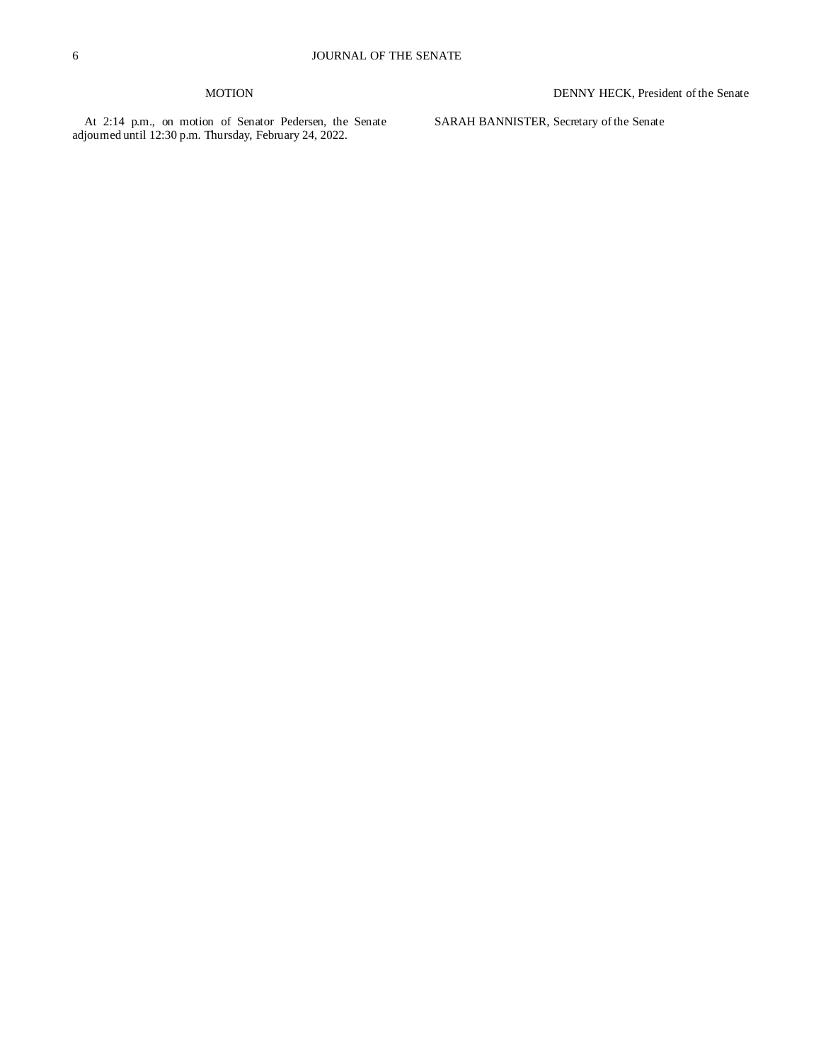MOTION

At 2:14 p.m., on motion of Senator Pedersen, the Senate adjourned until 12:30 p.m. Thursday, February 24, 2022.

DENNY HECK, President of the Senate

SARAH BANNISTER, Secretary of the Senate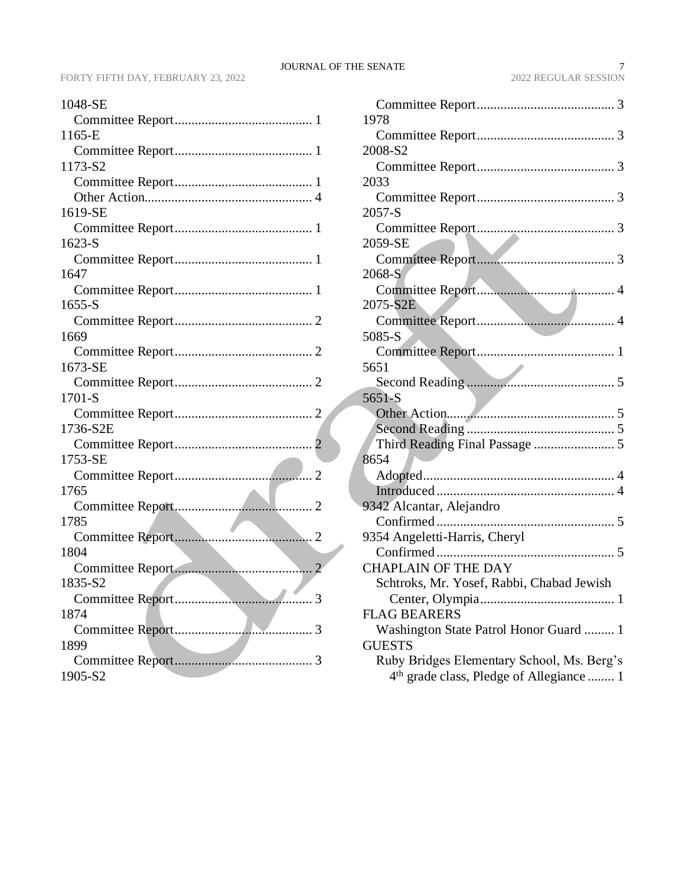1048-SE
Committee Report........................................ 1
1165-E
Committee Report........................................ 1
1173-S2
Committee Report........................................ 1
Other Action................................................. 4
1619-SE
Committee Report........................................ 1
1623-S
Committee Report........................................ 1
1647
Committee Report........................................ 1
1655-S
Committee Report........................................ 2
1669
Committee Report........................................ 2
1673-SE
Committee Report........................................ 2
1701-S
Committee Report........................................ 2
1736-S2E
Committee Report........................................ 2
1753-SE
Committee Report........................................ 2
1765
Committee Report........................................ 2
1785
Committee Report........................................ 2
1804
Committee Report........................................ 2
1835-S2
Committee Report........................................ 3
1874
Committee Report........................................ 3
1899
Committee Report........................................ 3
1905-S2
Committee Report........................................ 3
1978
Committee Report........................................ 3
2008-S2
Committee Report........................................ 3
2033
Committee Report........................................ 3
2057-S
Committee Report........................................ 3
2059-SE
Committee Report........................................ 3
2068-S
Committee Report........................................ 4
2075-S2E
Committee Report........................................ 4
5085-S
Committee Report........................................ 1
5651
Second Reading ........................................... 5
5651-S
Other Action................................................. 5
Second Reading ........................................... 5
Third Reading Final Passage ....................... 5
8654
Adopted........................................................ 4
Introduced .................................................... 4
9342 Alcantar, Alejandro
Confirmed .................................................... 5
9354 Angeletti-Harris, Cheryl
Confirmed .................................................... 5
CHAPLAIN OF THE DAY
Schtroks, Mr. Yosef, Rabbi, Chabad Jewish Center, Olympia........................................ 1
FLAG BEARERS
Washington State Patrol Honor Guard ......... 1
GUESTS
Ruby Bridges Elementary School, Ms. Berg's 4th grade class, Pledge of Allegiance ........ 1